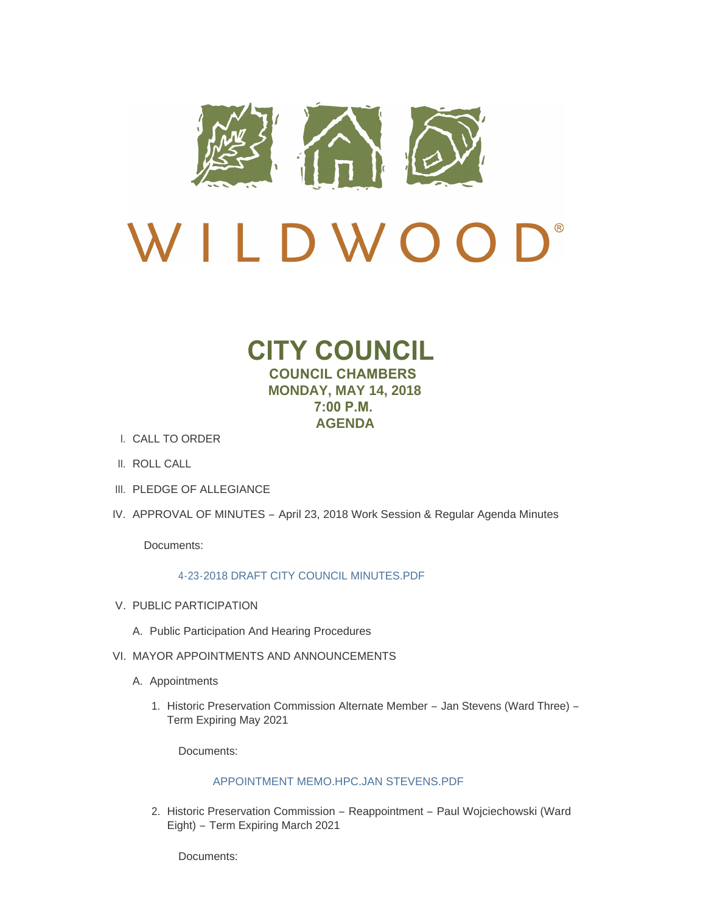WILDWOOD®

# CITY COUNCIL

### COUNCIL CHAMBERS
### MONDAY, MAY 14, 2018
### 7:00 P.M.
### AGENDA

I. CALL TO ORDER

II. ROLL CALL

III. PLEDGE OF ALLEGIANCE

IV. APPROVAL OF MINUTES – April 23, 2018 Work Session & Regular Agenda Minutes

Documents:

4-23-2018 DRAFT CITY COUNCIL MINUTES.PDF

V. PUBLIC PARTICIPATION

A. Public Participation And Hearing Procedures

VI. MAYOR APPOINTMENTS AND ANNOUNCEMENTS

A. Appointments

1. Historic Preservation Commission Alternate Member – Jan Stevens (Ward Three) – Term Expiring May 2021

Documents:

APPOINTMENT MEMO.HPC.JAN STEVENS.PDF

2. Historic Preservation Commission – Reappointment – Paul Wojciechowski (Ward Eight) – Term Expiring March 2021

Documents: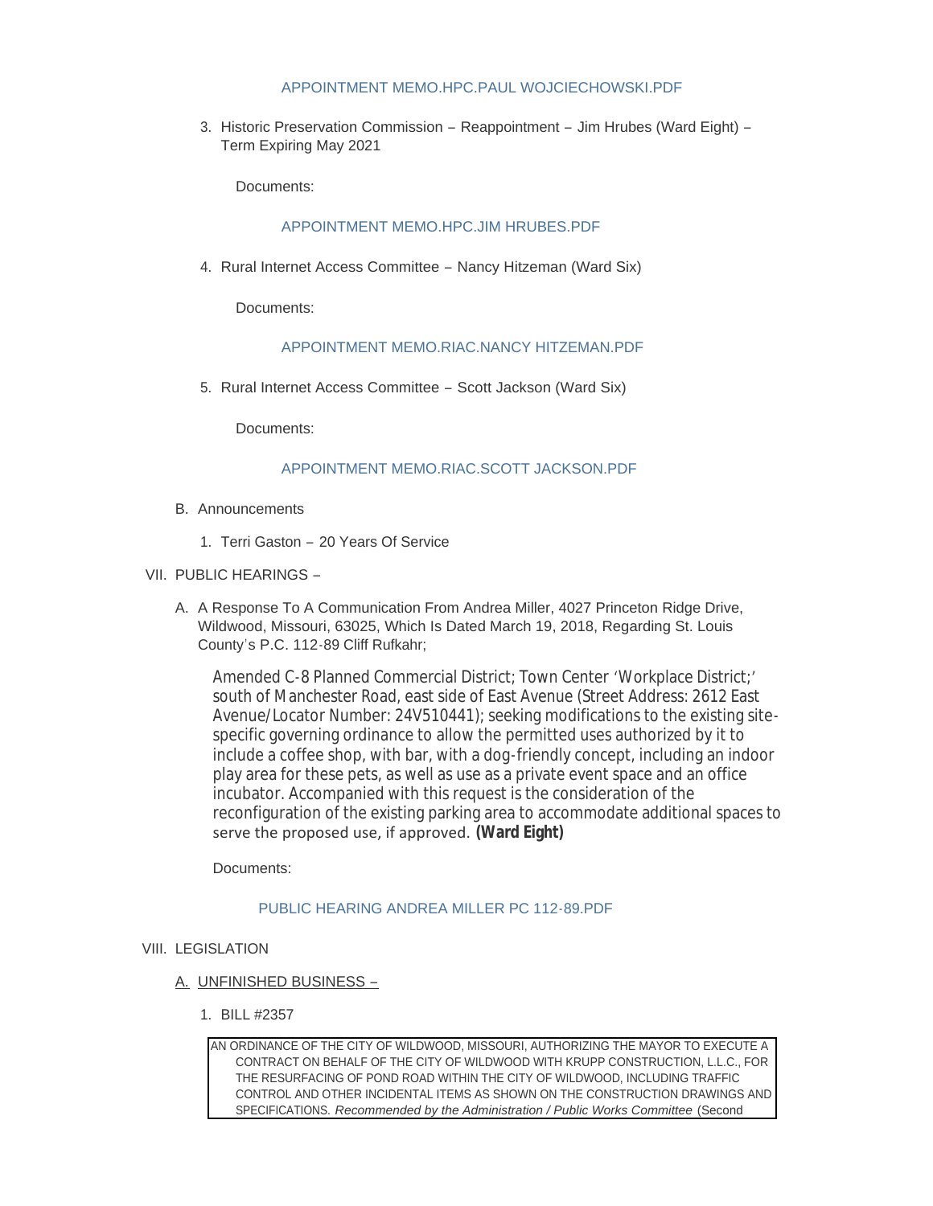APPOINTMENT MEMO.HPC.PAUL WOJCIECHOWSKI.PDF

3. Historic Preservation Commission – Reappointment – Jim Hrubes (Ward Eight) – Term Expiring May 2021

   Documents:

   APPOINTMENT MEMO.HPC.JIM HRUBES.PDF

4. Rural Internet Access Committee – Nancy Hitzeman (Ward Six)

   Documents:

   APPOINTMENT MEMO.RIAC.NANCY HITZEMAN.PDF

5. Rural Internet Access Committee – Scott Jackson (Ward Six)

   Documents:

   APPOINTMENT MEMO.RIAC.SCOTT JACKSON.PDF

B. Announcements

   1. Terri Gaston – 20 Years Of Service

VII. PUBLIC HEARINGS –

A. A Response To A Communication From Andrea Miller, 4027 Princeton Ridge Drive, Wildwood, Missouri, 63025, Which Is Dated March 19, 2018, Regarding St. Louis County's P.C. 112-89 Cliff Rufkahr;

Amended C-8 Planned Commercial District; Town Center 'Workplace District;' south of Manchester Road, east side of East Avenue (Street Address: 2612 East Avenue/Locator Number: 24V510441); seeking modifications to the existing site-specific governing ordinance to allow the permitted uses authorized by it to include a coffee shop, with bar, with a dog-friendly concept, including an indoor play area for these pets, as well as use as a private event space and an office incubator. Accompanied with this request is the consideration of the reconfiguration of the existing parking area to accommodate additional spaces to serve the proposed use, if approved. **(Ward Eight)**

Documents:

PUBLIC HEARING ANDREA MILLER PC 112-89.PDF

VIII. LEGISLATION

A. UNFINISHED BUSINESS –

   1. BILL #2357

AN ORDINANCE OF THE CITY OF WILDWOOD, MISSOURI, AUTHORIZING THE MAYOR TO EXECUTE A CONTRACT ON BEHALF OF THE CITY OF WILDWOOD WITH KRUPP CONSTRUCTION, L.L.C., FOR THE RESURFACING OF POND ROAD WITHIN THE CITY OF WILDWOOD, INCLUDING TRAFFIC CONTROL AND OTHER INCIDENTAL ITEMS AS SHOWN ON THE CONSTRUCTION DRAWINGS AND SPECIFICATIONS. *Recommended by the Administration / Public Works Committee* (Second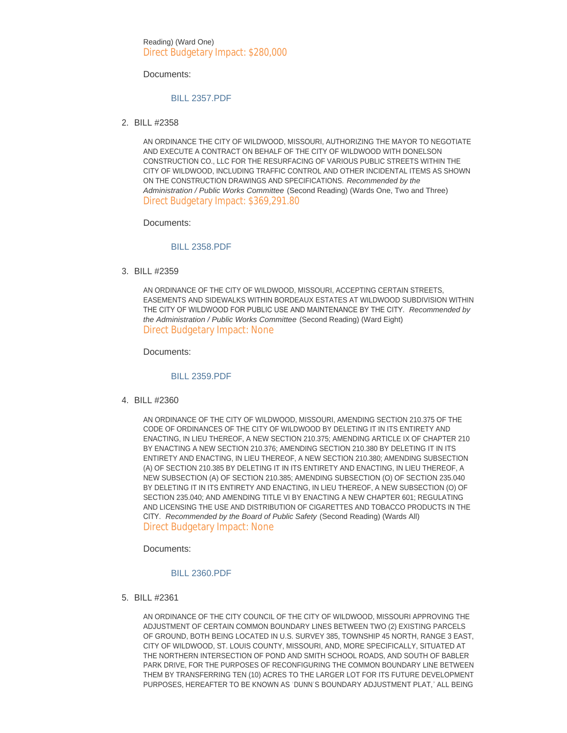Reading) (Ward One)
Direct Budgetary Impact: $280,000

Documents:

BILL 2357.PDF

2. BILL #2358

AN ORDINANCE THE CITY OF WILDWOOD, MISSOURI, AUTHORIZING THE MAYOR TO NEGOTIATE AND EXECUTE A CONTRACT ON BEHALF OF THE CITY OF WILDWOOD WITH DONELSON CONSTRUCTION CO., LLC FOR THE RESURFACING OF VARIOUS PUBLIC STREETS WITHIN THE CITY OF WILDWOOD, INCLUDING TRAFFIC CONTROL AND OTHER INCIDENTAL ITEMS AS SHOWN ON THE CONSTRUCTION DRAWINGS AND SPECIFICATIONS. *Recommended by the Administration / Public Works Committee* (Second Reading) (Wards One, Two and Three)
Direct Budgetary Impact: $369,291.80

Documents:

BILL 2358.PDF

3. BILL #2359

AN ORDINANCE OF THE CITY OF WILDWOOD, MISSOURI, ACCEPTING CERTAIN STREETS, EASEMENTS AND SIDEWALKS WITHIN BORDEAUX ESTATES AT WILDWOOD SUBDIVISION WITHIN THE CITY OF WILDWOOD FOR PUBLIC USE AND MAINTENANCE BY THE CITY. *Recommended by the Administration / Public Works Committee* (Second Reading) (Ward Eight)
Direct Budgetary Impact: None

Documents:

BILL 2359.PDF

4. BILL #2360

AN ORDINANCE OF THE CITY OF WILDWOOD, MISSOURI, AMENDING SECTION 210.375 OF THE CODE OF ORDINANCES OF THE CITY OF WILDWOOD BY DELETING IT IN ITS ENTIRETY AND ENACTING, IN LIEU THEREOF, A NEW SECTION 210.375; AMENDING ARTICLE IX OF CHAPTER 210 BY ENACTING A NEW SECTION 210.376; AMENDING SECTION 210.380 BY DELETING IT IN ITS ENTIRETY AND ENACTING, IN LIEU THEREOF, A NEW SECTION 210.380; AMENDING SUBSECTION (A) OF SECTION 210.385 BY DELETING IT IN ITS ENTIRETY AND ENACTING, IN LIEU THEREOF, A NEW SUBSECTION (A) OF SECTION 210.385; AMENDING SUBSECTION (O) OF SECTION 235.040 BY DELETING IT IN ITS ENTIRETY AND ENACTING, IN LIEU THEREOF, A NEW SUBSECTION (O) OF SECTION 235.040; AND AMENDING TITLE VI BY ENACTING A NEW CHAPTER 601; REGULATING AND LICENSING THE USE AND DISTRIBUTION OF CIGARETTES AND TOBACCO PRODUCTS IN THE CITY. *Recommended by the Board of Public Safety* (Second Reading) (Wards All)
Direct Budgetary Impact: None

Documents:

BILL 2360.PDF

5. BILL #2361

AN ORDINANCE OF THE CITY COUNCIL OF THE CITY OF WILDWOOD, MISSOURI APPROVING THE ADJUSTMENT OF CERTAIN COMMON BOUNDARY LINES BETWEEN TWO (2) EXISTING PARCELS OF GROUND, BOTH BEING LOCATED IN U.S. SURVEY 385, TOWNSHIP 45 NORTH, RANGE 3 EAST, CITY OF WILDWOOD, ST. LOUIS COUNTY, MISSOURI, AND, MORE SPECIFICALLY, SITUATED AT THE NORTHERN INTERSECTION OF POND AND SMITH SCHOOL ROADS, AND SOUTH OF BABLER PARK DRIVE, FOR THE PURPOSES OF RECONFIGURING THE COMMON BOUNDARY LINE BETWEEN THEM BY TRANSFERRING TEN (10) ACRES TO THE LARGER LOT FOR ITS FUTURE DEVELOPMENT PURPOSES, HEREAFTER TO BE KNOWN AS 'DUNN'S BOUNDARY ADJUSTMENT PLAT,' ALL BEING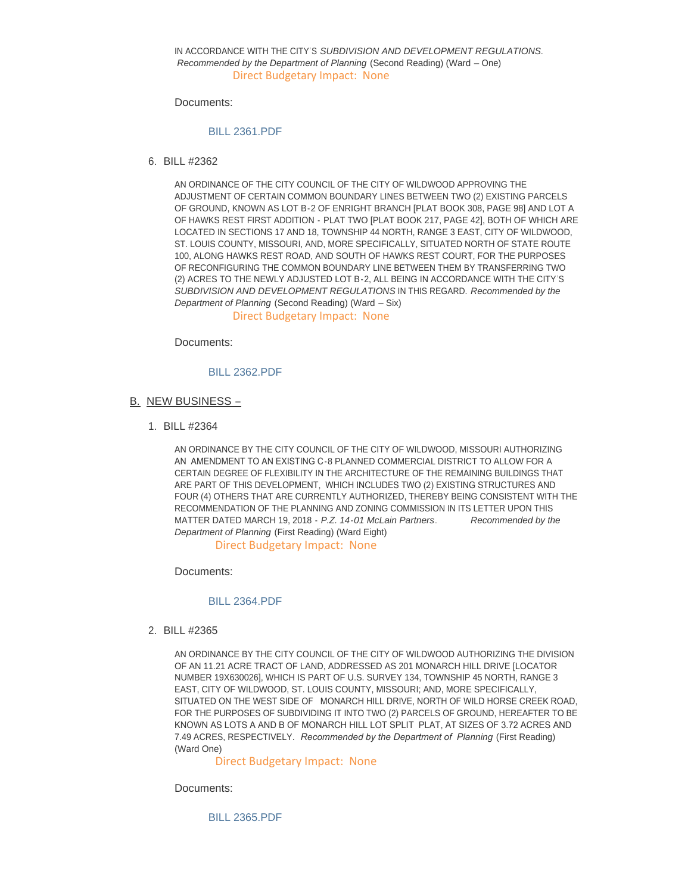IN ACCORDANCE WITH THE CITY'S *SUBDIVISION AND DEVELOPMENT REGULATIONS*. *Recommended by the Department of Planning* (Second Reading) (Ward – One)

Direct Budgetary Impact: None

Documents:

BILL 2361.PDF

6. BILL #2362

AN ORDINANCE OF THE CITY COUNCIL OF THE CITY OF WILDWOOD APPROVING THE ADJUSTMENT OF CERTAIN COMMON BOUNDARY LINES BETWEEN TWO (2) EXISTING PARCELS OF GROUND, KNOWN AS LOT B-2 OF ENRIGHT BRANCH [PLAT BOOK 308, PAGE 98] AND LOT A OF HAWKS REST FIRST ADDITION - PLAT TWO [PLAT BOOK 217, PAGE 42], BOTH OF WHICH ARE LOCATED IN SECTIONS 17 AND 18, TOWNSHIP 44 NORTH, RANGE 3 EAST, CITY OF WILDWOOD, ST. LOUIS COUNTY, MISSOURI, AND, MORE SPECIFICALLY, SITUATED NORTH OF STATE ROUTE 100, ALONG HAWKS REST ROAD, AND SOUTH OF HAWKS REST COURT, FOR THE PURPOSES OF RECONFIGURING THE COMMON BOUNDARY LINE BETWEEN THEM BY TRANSFERRING TWO (2) ACRES TO THE NEWLY ADJUSTED LOT B-2, ALL BEING IN ACCORDANCE WITH THE CITY'S *SUBDIVISION AND DEVELOPMENT REGULATIONS* IN THIS REGARD. *Recommended by the Department of Planning* (Second Reading) (Ward – Six)

Direct Budgetary Impact: None

Documents:

BILL 2362.PDF

## B. NEW BUSINESS –

1. BILL #2364

AN ORDINANCE BY THE CITY COUNCIL OF THE CITY OF WILDWOOD, MISSOURI AUTHORIZING AN AMENDMENT TO AN EXISTING C-8 PLANNED COMMERCIAL DISTRICT TO ALLOW FOR A CERTAIN DEGREE OF FLEXIBILITY IN THE ARCHITECTURE OF THE REMAINING BUILDINGS THAT ARE PART OF THIS DEVELOPMENT, WHICH INCLUDES TWO (2) EXISTING STRUCTURES AND FOUR (4) OTHERS THAT ARE CURRENTLY AUTHORIZED, THEREBY BEING CONSISTENT WITH THE RECOMMENDATION OF THE PLANNING AND ZONING COMMISSION IN ITS LETTER UPON THIS MATTER DATED MARCH 19, 2018 - *P.Z. 14-01 McLain Partners*. *Recommended by the Department of Planning* (First Reading) (Ward Eight)

Direct Budgetary Impact: None

Documents:

BILL 2364.PDF

2. BILL #2365

AN ORDINANCE BY THE CITY COUNCIL OF THE CITY OF WILDWOOD AUTHORIZING THE DIVISION OF AN 11.21 ACRE TRACT OF LAND, ADDRESSED AS 201 MONARCH HILL DRIVE [LOCATOR NUMBER 19X630026], WHICH IS PART OF U.S. SURVEY 134, TOWNSHIP 45 NORTH, RANGE 3 EAST, CITY OF WILDWOOD, ST. LOUIS COUNTY, MISSOURI; AND, MORE SPECIFICALLY, SITUATED ON THE WEST SIDE OF MONARCH HILL DRIVE, NORTH OF WILD HORSE CREEK ROAD, FOR THE PURPOSES OF SUBDIVIDING IT INTO TWO (2) PARCELS OF GROUND, HEREAFTER TO BE KNOWN AS LOTS A AND B OF MONARCH HILL LOT SPLIT PLAT, AT SIZES OF 3.72 ACRES AND 7.49 ACRES, RESPECTIVELY. *Recommended by the Department of Planning* (First Reading) (Ward One)

Direct Budgetary Impact: None

Documents:

BILL 2365.PDF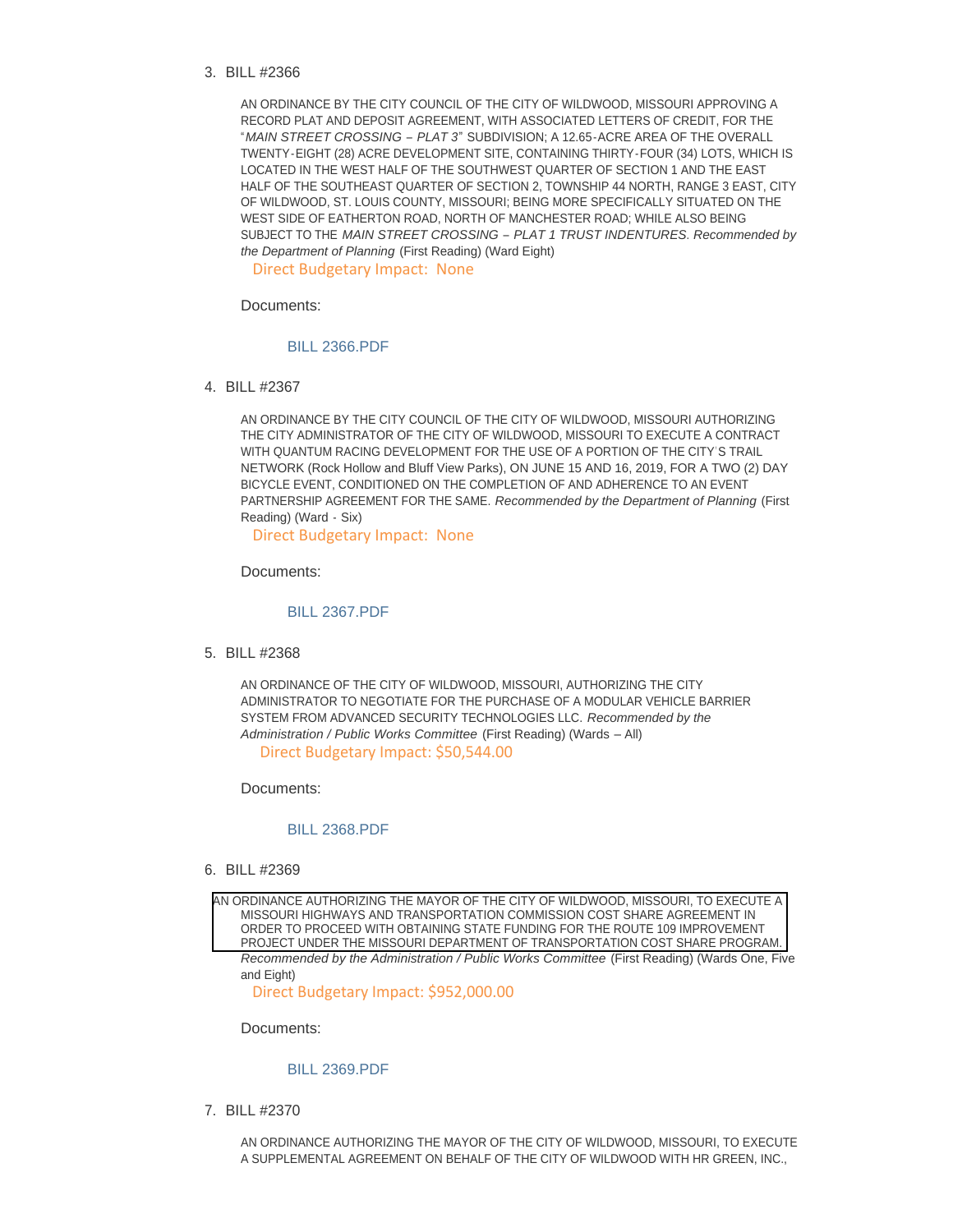3. BILL #2366

   AN ORDINANCE BY THE CITY COUNCIL OF THE CITY OF WILDWOOD, MISSOURI APPROVING A RECORD PLAT AND DEPOSIT AGREEMENT, WITH ASSOCIATED LETTERS OF CREDIT, FOR THE "*MAIN STREET CROSSING – PLAT 3*" SUBDIVISION; A 12.65-ACRE AREA OF THE OVERALL TWENTY-EIGHT (28) ACRE DEVELOPMENT SITE, CONTAINING THIRTY-FOUR (34) LOTS, WHICH IS LOCATED IN THE WEST HALF OF THE SOUTHWEST QUARTER OF SECTION 1 AND THE EAST HALF OF THE SOUTHEAST QUARTER OF SECTION 2, TOWNSHIP 44 NORTH, RANGE 3 EAST, CITY OF WILDWOOD, ST. LOUIS COUNTY, MISSOURI; BEING MORE SPECIFICALLY SITUATED ON THE WEST SIDE OF EATHERTON ROAD, NORTH OF MANCHESTER ROAD; WHILE ALSO BEING SUBJECT TO THE *MAIN STREET CROSSING – PLAT 1 TRUST INDENTURES*. *Recommended by the Department of Planning* (First Reading) (Ward Eight)

   Direct Budgetary Impact: None

   Documents:

   BILL 2366.PDF

4. BILL #2367

   AN ORDINANCE BY THE CITY COUNCIL OF THE CITY OF WILDWOOD, MISSOURI AUTHORIZING THE CITY ADMINISTRATOR OF THE CITY OF WILDWOOD, MISSOURI TO EXECUTE A CONTRACT WITH QUANTUM RACING DEVELOPMENT FOR THE USE OF A PORTION OF THE CITY'S TRAIL NETWORK (Rock Hollow and Bluff View Parks), ON JUNE 15 AND 16, 2019, FOR A TWO (2) DAY BICYCLE EVENT, CONDITIONED ON THE COMPLETION OF AND ADHERENCE TO AN EVENT PARTNERSHIP AGREEMENT FOR THE SAME. *Recommended by the Department of Planning* (First Reading) (Ward - Six)

   Direct Budgetary Impact: None

   Documents:

   BILL 2367.PDF

5. BILL #2368

   AN ORDINANCE OF THE CITY OF WILDWOOD, MISSOURI, AUTHORIZING THE CITY ADMINISTRATOR TO NEGOTIATE FOR THE PURCHASE OF A MODULAR VEHICLE BARRIER SYSTEM FROM ADVANCED SECURITY TECHNOLOGIES LLC. *Recommended by the Administration / Public Works Committee* (First Reading) (Wards – All)

   Direct Budgetary Impact: $50,544.00

   Documents:

   BILL 2368.PDF

6. BILL #2369

   AN ORDINANCE AUTHORIZING THE MAYOR OF THE CITY OF WILDWOOD, MISSOURI, TO EXECUTE A MISSOURI HIGHWAYS AND TRANSPORTATION COMMISSION COST SHARE AGREEMENT IN ORDER TO PROCEED WITH OBTAINING STATE FUNDING FOR THE ROUTE 109 IMPROVEMENT PROJECT UNDER THE MISSOURI DEPARTMENT OF TRANSPORTATION COST SHARE PROGRAM. *Recommended by the Administration / Public Works Committee* (First Reading) (Wards One, Five and Eight)

   Direct Budgetary Impact: $952,000.00

   Documents:

   BILL 2369.PDF

7. BILL #2370

   AN ORDINANCE AUTHORIZING THE MAYOR OF THE CITY OF WILDWOOD, MISSOURI, TO EXECUTE A SUPPLEMENTAL AGREEMENT ON BEHALF OF THE CITY OF WILDWOOD WITH HR GREEN, INC.,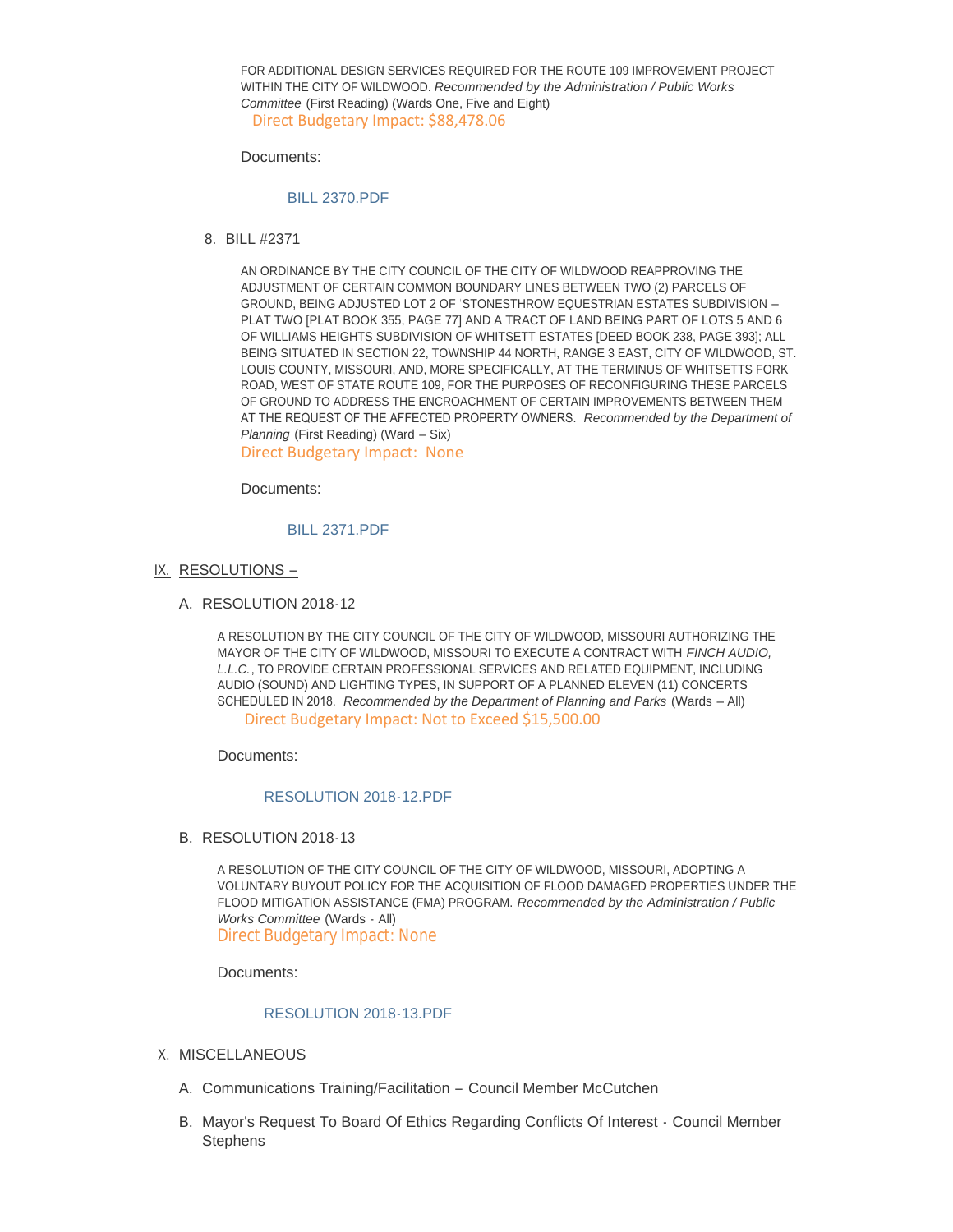FOR ADDITIONAL DESIGN SERVICES REQUIRED FOR THE ROUTE 109 IMPROVEMENT PROJECT WITHIN THE CITY OF WILDWOOD. *Recommended by the Administration / Public Works Committee* (First Reading) (Wards One, Five and Eight)

Direct Budgetary Impact: $88,478.06

Documents:

BILL 2370.PDF

8. BILL #2371

AN ORDINANCE BY THE CITY COUNCIL OF THE CITY OF WILDWOOD REAPPROVING THE ADJUSTMENT OF CERTAIN COMMON BOUNDARY LINES BETWEEN TWO (2) PARCELS OF GROUND, BEING ADJUSTED LOT 2 OF 'STONESTHROW EQUESTRIAN ESTATES SUBDIVISION – PLAT TWO [PLAT BOOK 355, PAGE 77] AND A TRACT OF LAND BEING PART OF LOTS 5 AND 6 OF WILLIAMS HEIGHTS SUBDIVISION OF WHITSETT ESTATES [DEED BOOK 238, PAGE 393]; ALL BEING SITUATED IN SECTION 22, TOWNSHIP 44 NORTH, RANGE 3 EAST, CITY OF WILDWOOD, ST. LOUIS COUNTY, MISSOURI, AND, MORE SPECIFICALLY, AT THE TERMINUS OF WHITSETTS FORK ROAD, WEST OF STATE ROUTE 109, FOR THE PURPOSES OF RECONFIGURING THESE PARCELS OF GROUND TO ADDRESS THE ENCROACHMENT OF CERTAIN IMPROVEMENTS BETWEEN THEM AT THE REQUEST OF THE AFFECTED PROPERTY OWNERS. *Recommended by the Department of Planning* (First Reading) (Ward – Six)

Direct Budgetary Impact: None

Documents:

BILL 2371.PDF

## IX. RESOLUTIONS –

A. RESOLUTION 2018-12

A RESOLUTION BY THE CITY COUNCIL OF THE CITY OF WILDWOOD, MISSOURI AUTHORIZING THE MAYOR OF THE CITY OF WILDWOOD, MISSOURI TO EXECUTE A CONTRACT WITH *FINCH AUDIO, L.L.C.*, TO PROVIDE CERTAIN PROFESSIONAL SERVICES AND RELATED EQUIPMENT, INCLUDING AUDIO (SOUND) AND LIGHTING TYPES, IN SUPPORT OF A PLANNED ELEVEN (11) CONCERTS SCHEDULED IN 2018. *Recommended by the Department of Planning and Parks* (Wards – All)

Direct Budgetary Impact: Not to Exceed $15,500.00

Documents:

RESOLUTION 2018-12.PDF

B. RESOLUTION 2018-13

A RESOLUTION OF THE CITY COUNCIL OF THE CITY OF WILDWOOD, MISSOURI, ADOPTING A VOLUNTARY BUYOUT POLICY FOR THE ACQUISITION OF FLOOD DAMAGED PROPERTIES UNDER THE FLOOD MITIGATION ASSISTANCE (FMA) PROGRAM. *Recommended by the Administration / Public Works Committee* (Wards - All)

Direct Budgetary Impact: None

Documents:

RESOLUTION 2018-13.PDF

## X. MISCELLANEOUS

A. Communications Training/Facilitation – Council Member McCutchen

B. Mayor's Request To Board Of Ethics Regarding Conflicts Of Interest - Council Member Stephens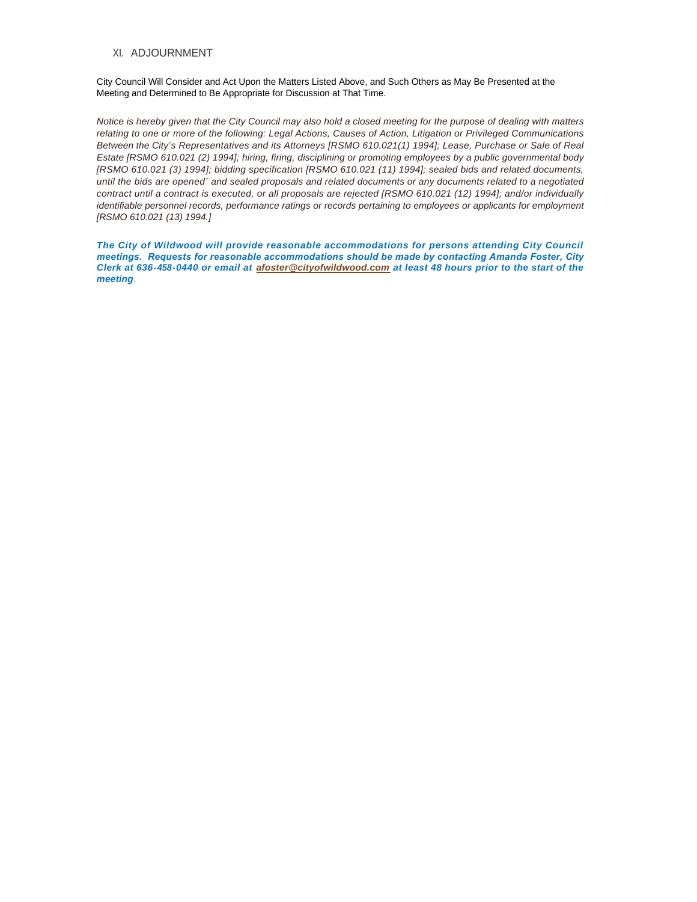XI. ADJOURNMENT

City Council Will Consider and Act Upon the Matters Listed Above, and Such Others as May Be Presented at the Meeting and Determined to Be Appropriate for Discussion at That Time.

*Notice is hereby given that the City Council may also hold a closed meeting for the purpose of dealing with matters relating to one or more of the following: Legal Actions, Causes of Action, Litigation or Privileged Communications Between the City's Representatives and its Attorneys [RSMO 610.021(1) 1994]; Lease, Purchase or Sale of Real Estate [RSMO 610.021 (2) 1994]; hiring, firing, disciplining or promoting employees by a public governmental body [RSMO 610.021 (3) 1994]; bidding specification [RSMO 610.021 (11) 1994]; sealed bids and related documents, until the bids are opened' and sealed proposals and related documents or any documents related to a negotiated contract until a contract is executed, or all proposals are rejected [RSMO 610.021 (12) 1994]; and/or individually identifiable personnel records, performance ratings or records pertaining to employees or applicants for employment [RSMO 610.021 (13) 1994.]*

***The City of Wildwood will provide reasonable accommodations for persons attending City Council meetings. Requests for reasonable accommodations should be made by contacting Amanda Foster, City Clerk at 636-458-0440 or email at afoster@cityofwildwood.com at least 48 hours prior to the start of the meeting.***